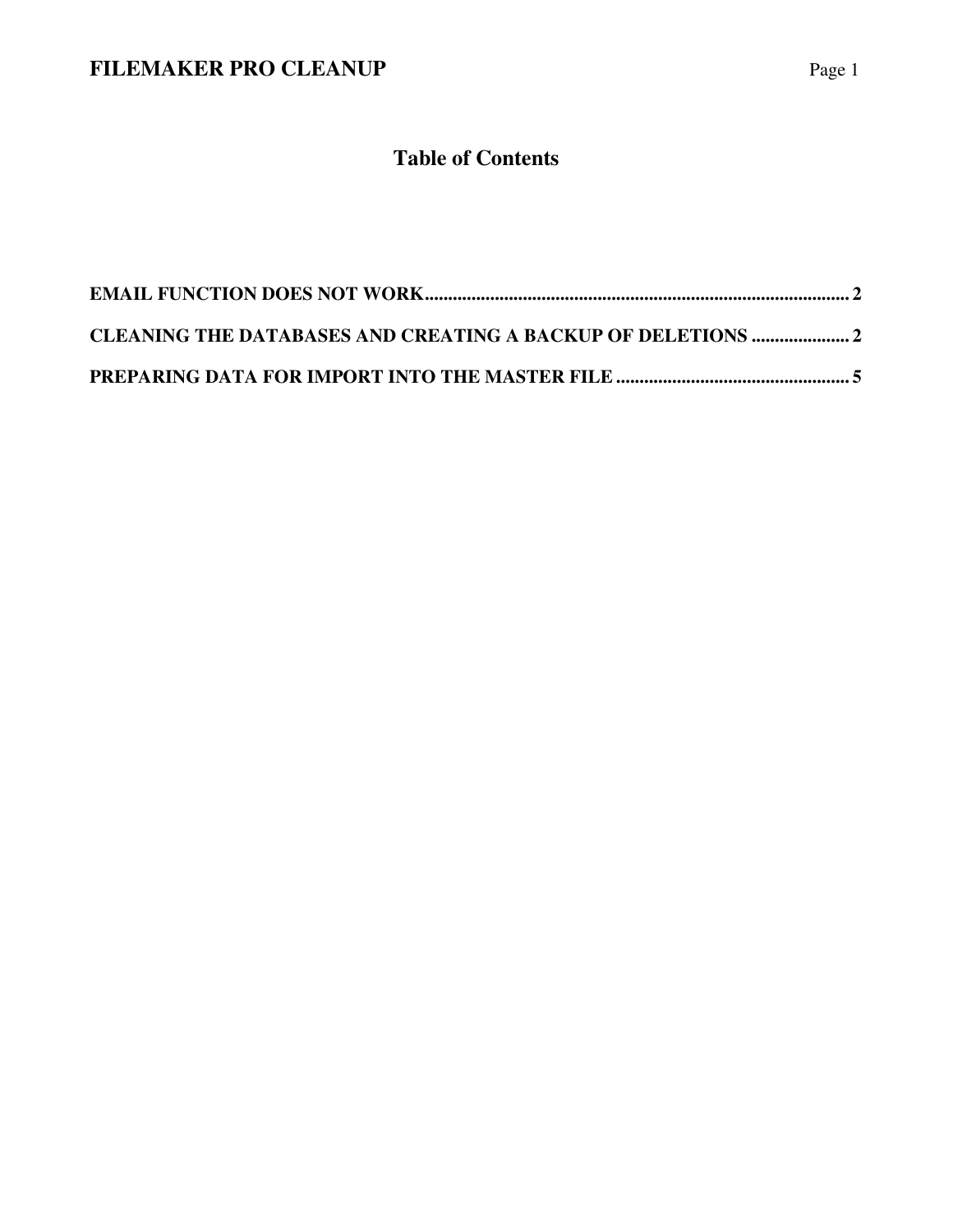# Table of Contents

**EMAIL FUNCTION DOES NOT WORK........................................................................................... 2**

**CLEANING THE DATABASES AND CREATING A BACKUP OF DELETIONS ..................... 2**

**PREPARING DATA FOR IMPORT INTO THE MASTER FILE .................................................. 5**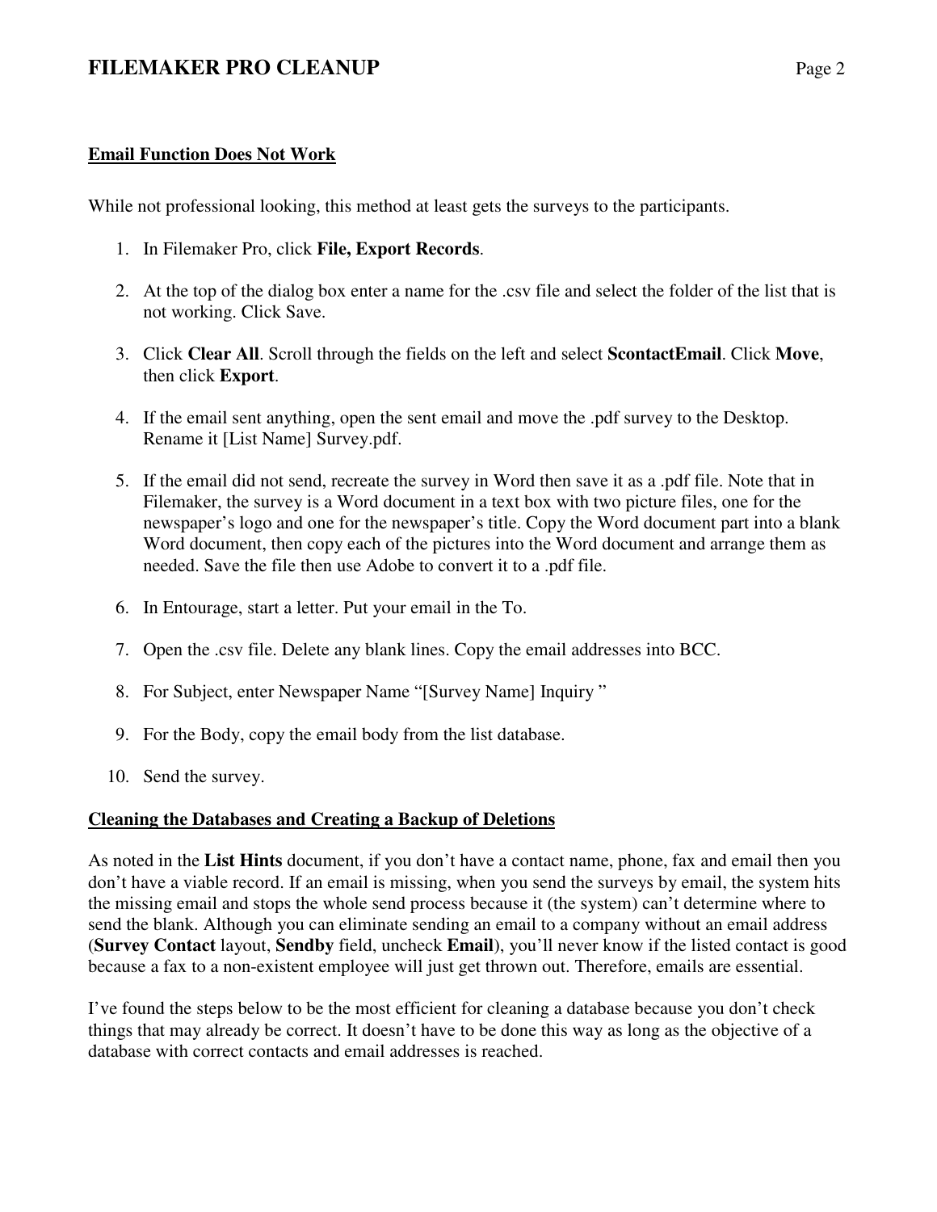**Email Function Does Not Work**

While not professional looking, this method at least gets the surveys to the participants.

1. In Filemaker Pro, click **File, Export Records**.

2. At the top of the dialog box enter a name for the .csv file and select the folder of the list that is not working. Click Save.

3. Click **Clear All**. Scroll through the fields on the left and select **ScontactEmail**. Click **Move**, then click **Export**.

4. If the email sent anything, open the sent email and move the .pdf survey to the Desktop. Rename it [List Name] Survey.pdf.

5. If the email did not send, recreate the survey in Word then save it as a .pdf file. Note that in Filemaker, the survey is a Word document in a text box with two picture files, one for the newspaper's logo and one for the newspaper's title. Copy the Word document part into a blank Word document, then copy each of the pictures into the Word document and arrange them as needed. Save the file then use Adobe to convert it to a .pdf file.

6. In Entourage, start a letter. Put your email in the To.

7. Open the .csv file. Delete any blank lines. Copy the email addresses into BCC.

8. For Subject, enter Newspaper Name "[Survey Name] Inquiry "

9. For the Body, copy the email body from the list database.

10. Send the survey.

**Cleaning the Databases and Creating a Backup of Deletions**

As noted in the **List Hints** document, if you don't have a contact name, phone, fax and email then you don't have a viable record. If an email is missing, when you send the surveys by email, the system hits the missing email and stops the whole send process because it (the system) can't determine where to send the blank. Although you can eliminate sending an email to a company without an email address (**Survey Contact** layout, **Sendby** field, uncheck **Email**), you'll never know if the listed contact is good because a fax to a non-existent employee will just get thrown out. Therefore, emails are essential.

I've found the steps below to be the most efficient for cleaning a database because you don't check things that may already be correct. It doesn't have to be done this way as long as the objective of a database with correct contacts and email addresses is reached.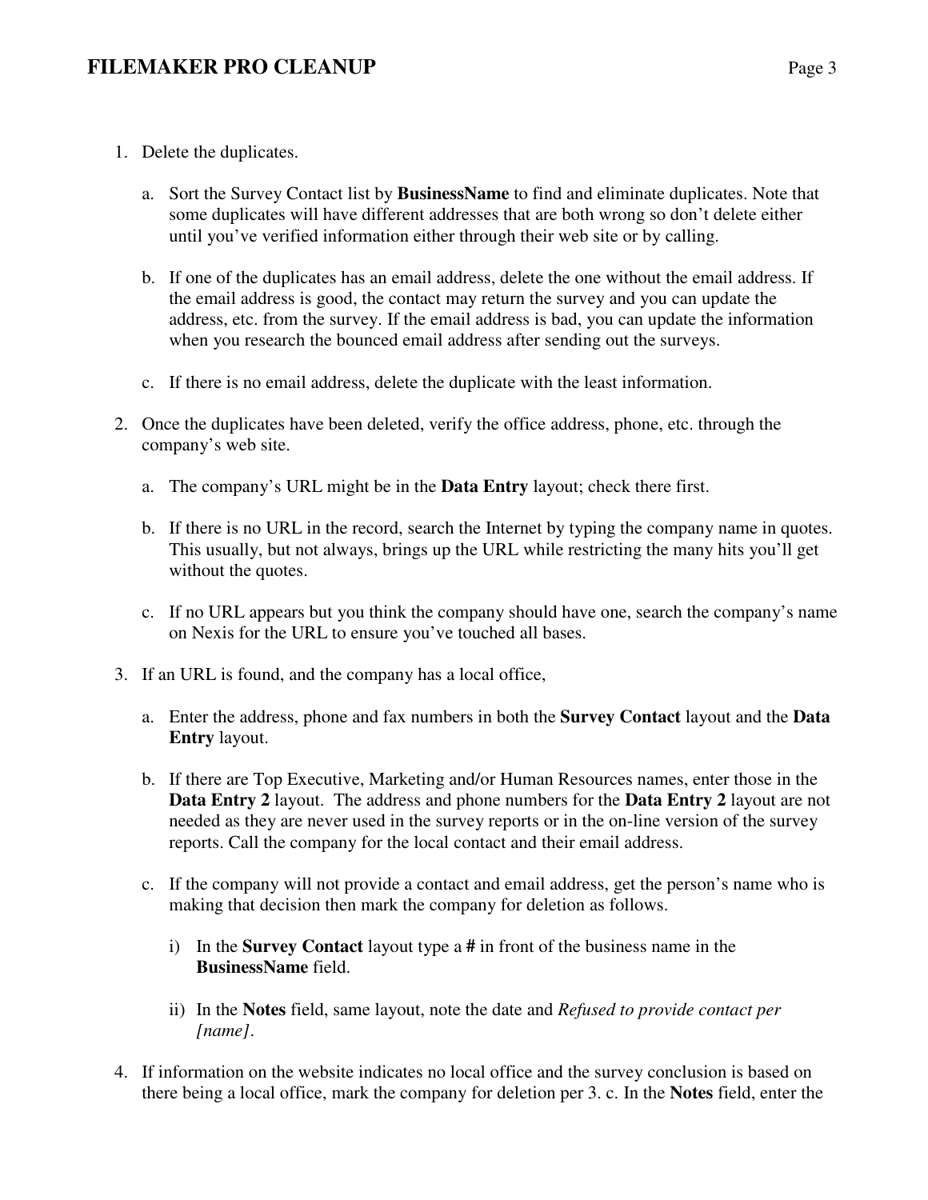1. Delete the duplicates.

   a. Sort the Survey Contact list by **BusinessName** to find and eliminate duplicates. Note that some duplicates will have different addresses that are both wrong so don't delete either until you've verified information either through their web site or by calling.

   b. If one of the duplicates has an email address, delete the one without the email address. If the email address is good, the contact may return the survey and you can update the address, etc. from the survey. If the email address is bad, you can update the information when you research the bounced email address after sending out the surveys.

   c. If there is no email address, delete the duplicate with the least information.

2. Once the duplicates have been deleted, verify the office address, phone, etc. through the company's web site.

   a. The company's URL might be in the **Data Entry** layout; check there first.

   b. If there is no URL in the record, search the Internet by typing the company name in quotes. This usually, but not always, brings up the URL while restricting the many hits you'll get without the quotes.

   c. If no URL appears but you think the company should have one, search the company's name on Nexis for the URL to ensure you've touched all bases.

3. If an URL is found, and the company has a local office,

   a. Enter the address, phone and fax numbers in both the **Survey Contact** layout and the **Data Entry** layout.

   b. If there are Top Executive, Marketing and/or Human Resources names, enter those in the **Data Entry 2** layout. The address and phone numbers for the **Data Entry 2** layout are not needed as they are never used in the survey reports or in the on-line version of the survey reports. Call the company for the local contact and their email address.

   c. If the company will not provide a contact and email address, get the person's name who is making that decision then mark the company for deletion as follows.

      i) In the **Survey Contact** layout type a **#** in front of the business name in the **BusinessName** field.

      ii) In the **Notes** field, same layout, note the date and *Refused to provide contact per [name]*.

4. If information on the website indicates no local office and the survey conclusion is based on there being a local office, mark the company for deletion per 3. c. In the **Notes** field, enter the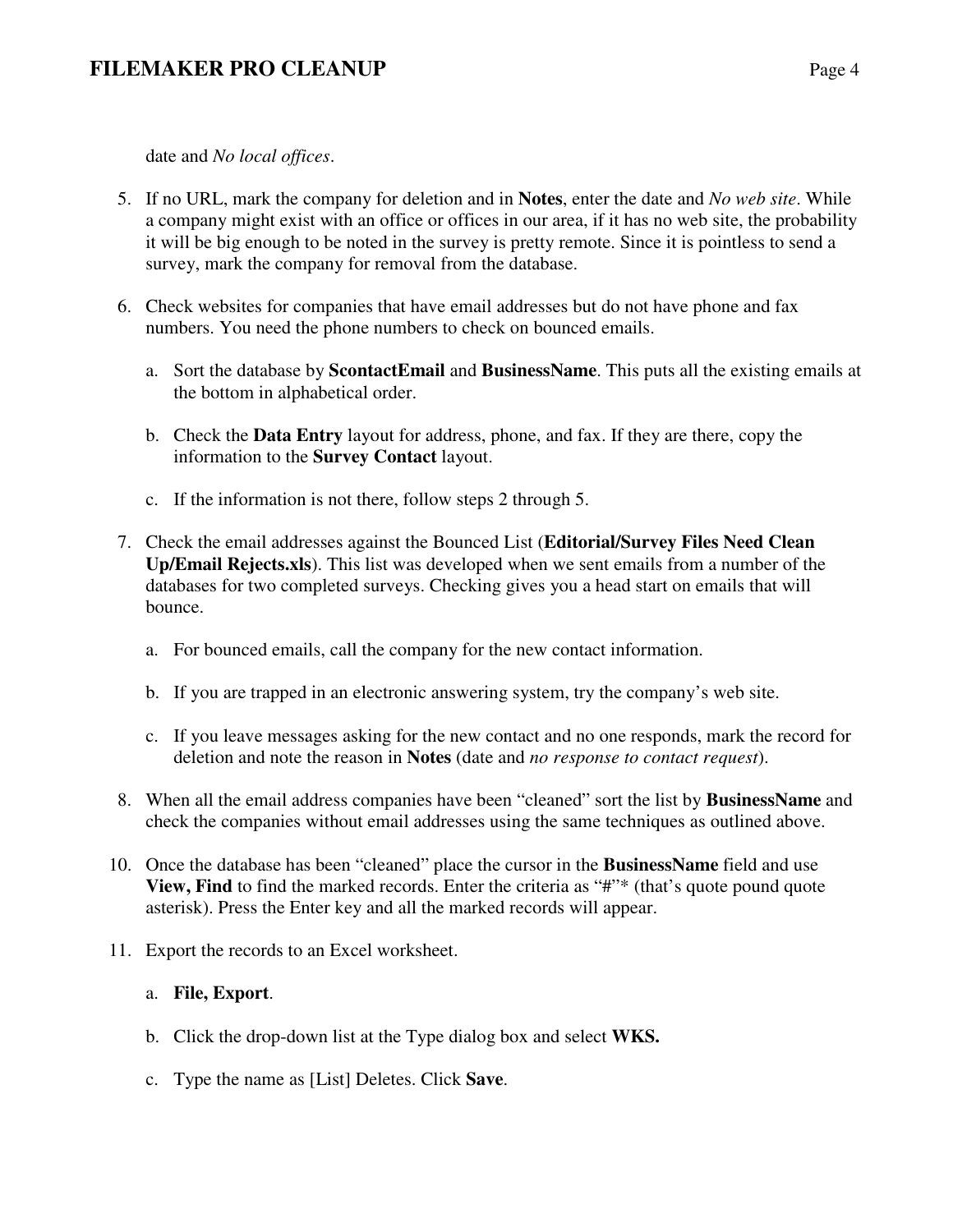date and *No local offices*.

5. If no URL, mark the company for deletion and in **Notes**, enter the date and *No web site*. While a company might exist with an office or offices in our area, if it has no web site, the probability it will be big enough to be noted in the survey is pretty remote. Since it is pointless to send a survey, mark the company for removal from the database.

6. Check websites for companies that have email addresses but do not have phone and fax numbers. You need the phone numbers to check on bounced emails.

   a. Sort the database by **ScontactEmail** and **BusinessName**. This puts all the existing emails at the bottom in alphabetical order.

   b. Check the **Data Entry** layout for address, phone, and fax. If they are there, copy the information to the **Survey Contact** layout.

   c. If the information is not there, follow steps 2 through 5.

7. Check the email addresses against the Bounced List (**Editorial/Survey Files Need Clean Up/Email Rejects.xls**). This list was developed when we sent emails from a number of the databases for two completed surveys. Checking gives you a head start on emails that will bounce.

   a. For bounced emails, call the company for the new contact information.

   b. If you are trapped in an electronic answering system, try the company's web site.

   c. If you leave messages asking for the new contact and no one responds, mark the record for deletion and note the reason in **Notes** (date and *no response to contact request*).

8. When all the email address companies have been "cleaned" sort the list by **BusinessName** and check the companies without email addresses using the same techniques as outlined above.

10. Once the database has been "cleaned" place the cursor in the **BusinessName** field and use **View, Find** to find the marked records. Enter the criteria as "#"* (that's quote pound quote asterisk). Press the Enter key and all the marked records will appear.

11. Export the records to an Excel worksheet.

    a. **File, Export**.

    b. Click the drop-down list at the Type dialog box and select **WKS.**

    c. Type the name as [List] Deletes. Click **Save**.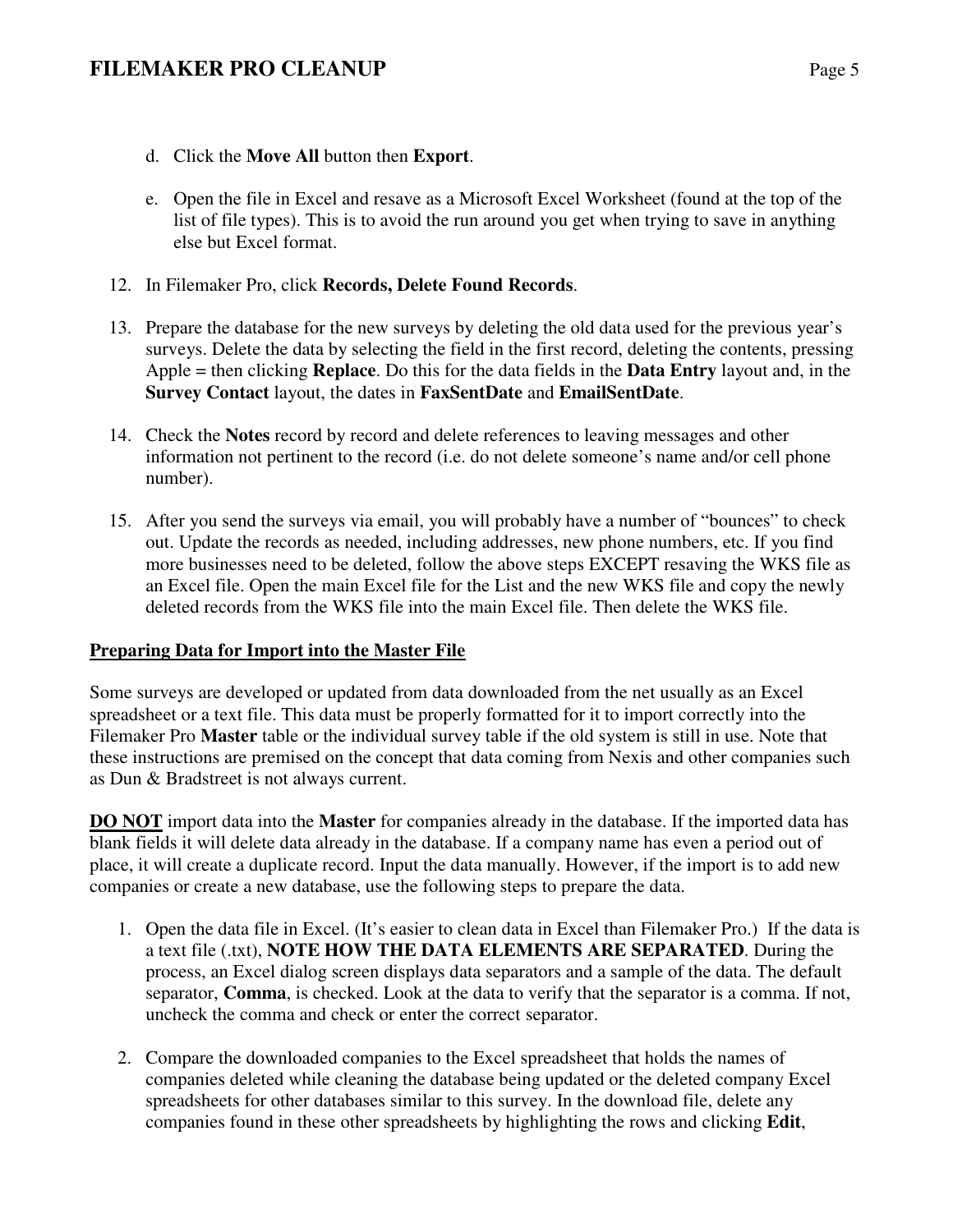d. Click the **Move All** button then **Export**.

e. Open the file in Excel and resave as a Microsoft Excel Worksheet (found at the top of the list of file types). This is to avoid the run around you get when trying to save in anything else but Excel format.

12. In Filemaker Pro, click **Records, Delete Found Records**.

13. Prepare the database for the new surveys by deleting the old data used for the previous year's surveys. Delete the data by selecting the field in the first record, deleting the contents, pressing Apple = then clicking **Replace**. Do this for the data fields in the **Data Entry** layout and, in the **Survey Contact** layout, the dates in **FaxSentDate** and **EmailSentDate**.

14. Check the **Notes** record by record and delete references to leaving messages and other information not pertinent to the record (i.e. do not delete someone's name and/or cell phone number).

15. After you send the surveys via email, you will probably have a number of "bounces" to check out. Update the records as needed, including addresses, new phone numbers, etc. If you find more businesses need to be deleted, follow the above steps EXCEPT resaving the WKS file as an Excel file. Open the main Excel file for the List and the new WKS file and copy the newly deleted records from the WKS file into the main Excel file. Then delete the WKS file.

**<u>Preparing Data for Import into the Master File</u>**

Some surveys are developed or updated from data downloaded from the net usually as an Excel spreadsheet or a text file. This data must be properly formatted for it to import correctly into the Filemaker Pro **Master** table or the individual survey table if the old system is still in use. Note that these instructions are premised on the concept that data coming from Nexis and other companies such as Dun & Bradstreet is not always current.

**<u>DO NOT</u>** import data into the **Master** for companies already in the database. If the imported data has blank fields it will delete data already in the database. If a company name has even a period out of place, it will create a duplicate record. Input the data manually. However, if the import is to add new companies or create a new database, use the following steps to prepare the data.

1. Open the data file in Excel. (It's easier to clean data in Excel than Filemaker Pro.) If the data is a text file (.txt), **NOTE HOW THE DATA ELEMENTS ARE SEPARATED**. During the process, an Excel dialog screen displays data separators and a sample of the data. The default separator, **Comma**, is checked. Look at the data to verify that the separator is a comma. If not, uncheck the comma and check or enter the correct separator.

2. Compare the downloaded companies to the Excel spreadsheet that holds the names of companies deleted while cleaning the database being updated or the deleted company Excel spreadsheets for other databases similar to this survey. In the download file, delete any companies found in these other spreadsheets by highlighting the rows and clicking **Edit**,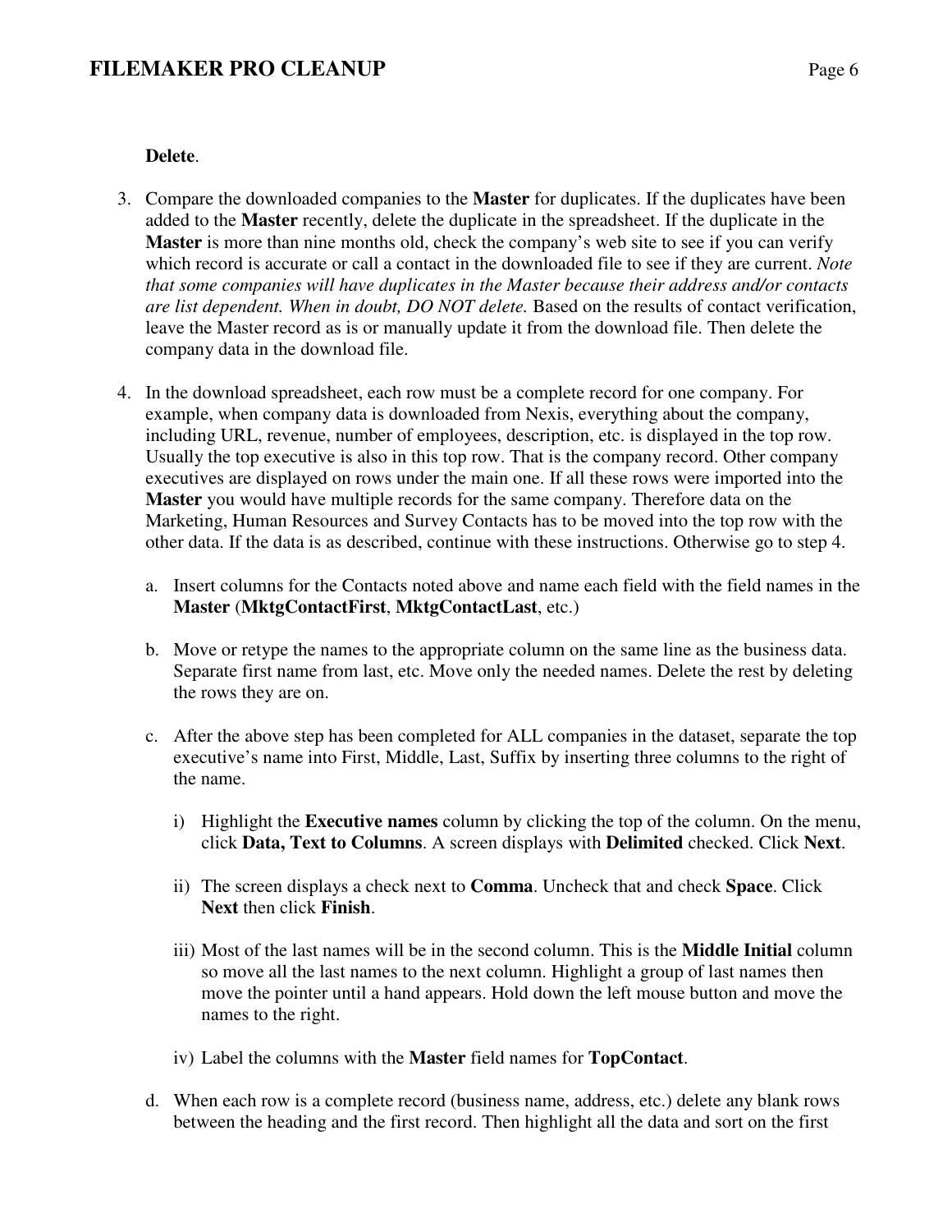**Delete**.

3. Compare the downloaded companies to the **Master** for duplicates. If the duplicates have been added to the **Master** recently, delete the duplicate in the spreadsheet. If the duplicate in the **Master** is more than nine months old, check the company's web site to see if you can verify which record is accurate or call a contact in the downloaded file to see if they are current. *Note that some companies will have duplicates in the Master because their address and/or contacts are list dependent. When in doubt, DO NOT delete.* Based on the results of contact verification, leave the Master record as is or manually update it from the download file. Then delete the company data in the download file.

4. In the download spreadsheet, each row must be a complete record for one company. For example, when company data is downloaded from Nexis, everything about the company, including URL, revenue, number of employees, description, etc. is displayed in the top row. Usually the top executive is also in this top row. That is the company record. Other company executives are displayed on rows under the main one. If all these rows were imported into the **Master** you would have multiple records for the same company. Therefore data on the Marketing, Human Resources and Survey Contacts has to be moved into the top row with the other data. If the data is as described, continue with these instructions. Otherwise go to step 4.

   a. Insert columns for the Contacts noted above and name each field with the field names in the **Master** (**MktgContactFirst**, **MktgContactLast**, etc.)

   b. Move or retype the names to the appropriate column on the same line as the business data. Separate first name from last, etc. Move only the needed names. Delete the rest by deleting the rows they are on.

   c. After the above step has been completed for ALL companies in the dataset, separate the top executive's name into First, Middle, Last, Suffix by inserting three columns to the right of the name.

      i) Highlight the **Executive names** column by clicking the top of the column. On the menu, click **Data, Text to Columns**. A screen displays with **Delimited** checked. Click **Next**.

      ii) The screen displays a check next to **Comma**. Uncheck that and check **Space**. Click **Next** then click **Finish**.

      iii) Most of the last names will be in the second column. This is the **Middle Initial** column so move all the last names to the next column. Highlight a group of last names then move the pointer until a hand appears. Hold down the left mouse button and move the names to the right.

      iv) Label the columns with the **Master** field names for **TopContact**.

   d. When each row is a complete record (business name, address, etc.) delete any blank rows between the heading and the first record. Then highlight all the data and sort on the first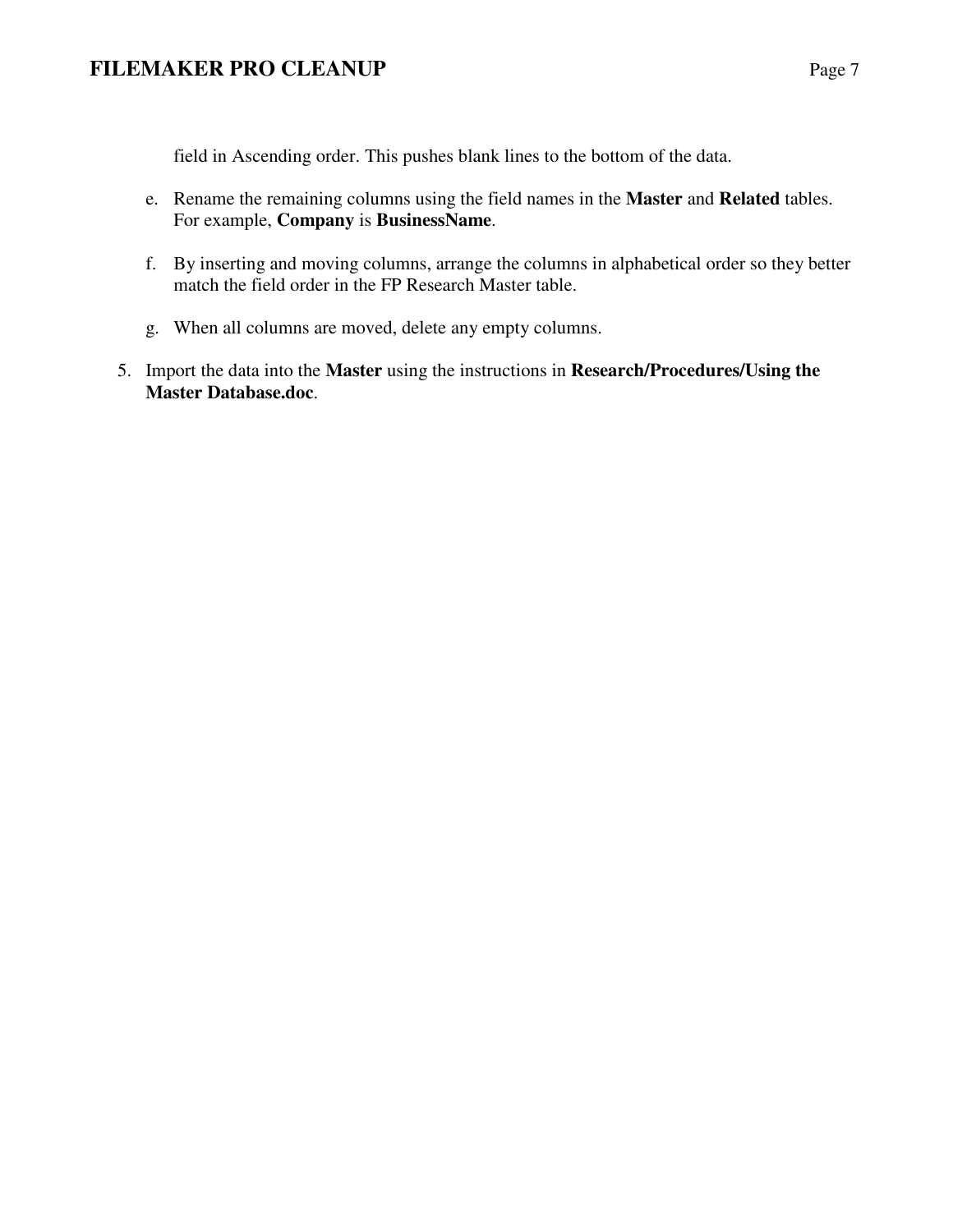field in Ascending order. This pushes blank lines to the bottom of the data.

e. Rename the remaining columns using the field names in the **Master** and **Related** tables. For example, **Company** is **BusinessName**.

f. By inserting and moving columns, arrange the columns in alphabetical order so they better match the field order in the FP Research Master table.

g. When all columns are moved, delete any empty columns.

5. Import the data into the **Master** using the instructions in **Research/Procedures/Using the Master Database.doc**.